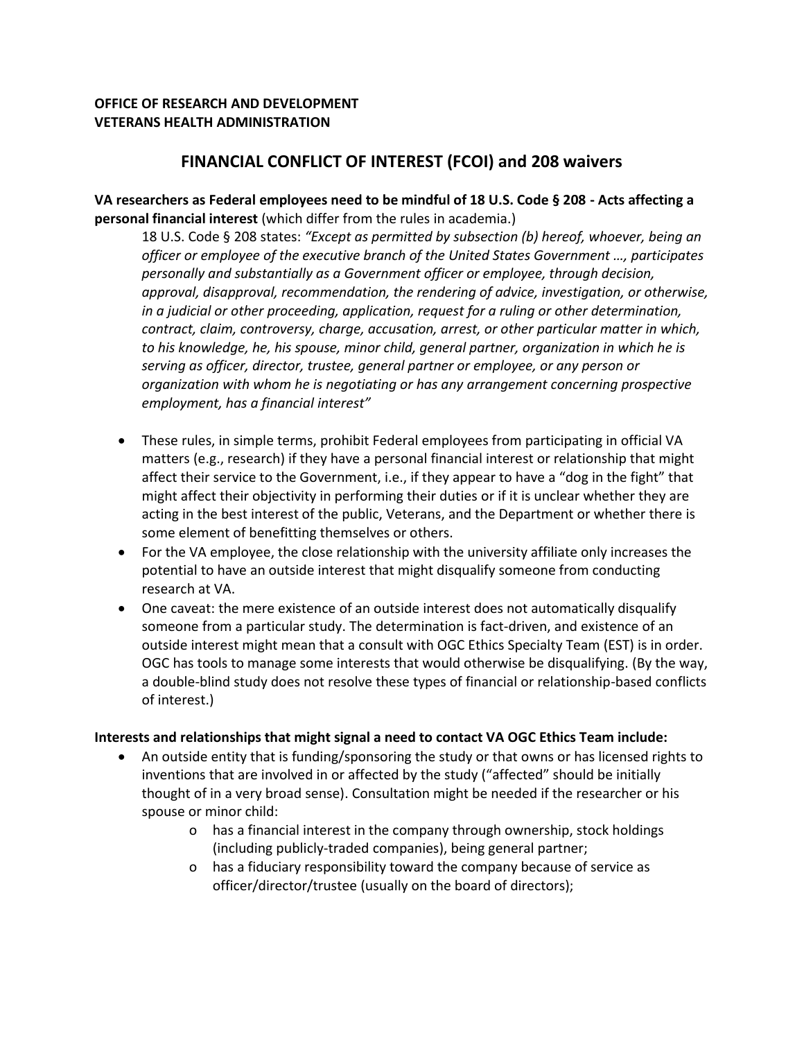**OFFICE OF RESEARCH AND DEVELOPMENT**
**VETERANS HEALTH ADMINISTRATION**

# FINANCIAL CONFLICT OF INTEREST (FCOI) and 208 waivers

**VA researchers as Federal employees need to be mindful of 18 U.S. Code § 208 - Acts affecting a personal financial interest** (which differ from the rules in academia.)

> 18 U.S. Code § 208 states: *"Except as permitted by subsection (b) hereof, whoever, being an officer or employee of the executive branch of the United States Government …, participates personally and substantially as a Government officer or employee, through decision, approval, disapproval, recommendation, the rendering of advice, investigation, or otherwise, in a judicial or other proceeding, application, request for a ruling or other determination, contract, claim, controversy, charge, accusation, arrest, or other particular matter in which, to his knowledge, he, his spouse, minor child, general partner, organization in which he is serving as officer, director, trustee, general partner or employee, or any person or organization with whom he is negotiating or has any arrangement concerning prospective employment, has a financial interest"*

- These rules, in simple terms, prohibit Federal employees from participating in official VA matters (e.g., research) if they have a personal financial interest or relationship that might affect their service to the Government, i.e., if they appear to have a "dog in the fight" that might affect their objectivity in performing their duties or if it is unclear whether they are acting in the best interest of the public, Veterans, and the Department or whether there is some element of benefitting themselves or others.
- For the VA employee, the close relationship with the university affiliate only increases the potential to have an outside interest that might disqualify someone from conducting research at VA.
- One caveat: the mere existence of an outside interest does not automatically disqualify someone from a particular study. The determination is fact-driven, and existence of an outside interest might mean that a consult with OGC Ethics Specialty Team (EST) is in order. OGC has tools to manage some interests that would otherwise be disqualifying. (By the way, a double-blind study does not resolve these types of financial or relationship-based conflicts of interest.)

**Interests and relationships that might signal a need to contact VA OGC Ethics Team include:**

- An outside entity that is funding/sponsoring the study or that owns or has licensed rights to inventions that are involved in or affected by the study ("affected" should be initially thought of in a very broad sense). Consultation might be needed if the researcher or his spouse or minor child:
  - has a financial interest in the company through ownership, stock holdings (including publicly-traded companies), being general partner;
  - has a fiduciary responsibility toward the company because of service as officer/director/trustee (usually on the board of directors);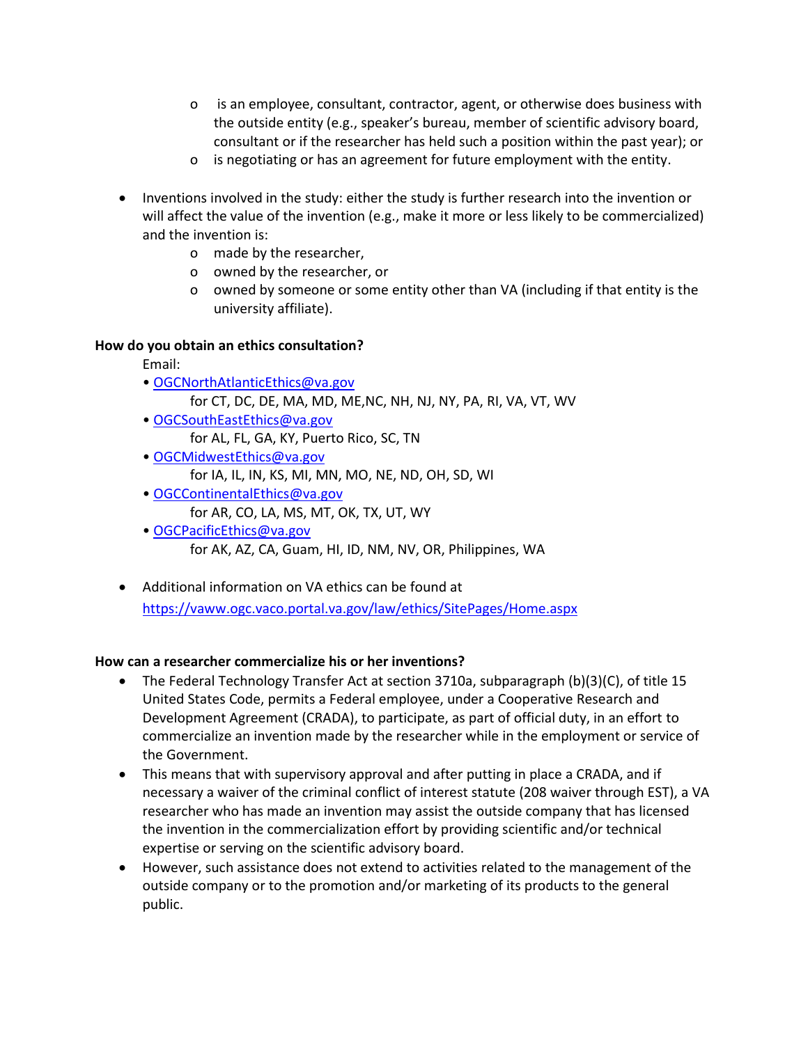- is an employee, consultant, contractor, agent, or otherwise does business with the outside entity (e.g., speaker's bureau, member of scientific advisory board, consultant or if the researcher has held such a position within the past year); or
    - is negotiating or has an agreement for future employment with the entity.

- Inventions involved in the study: either the study is further research into the invention or will affect the value of the invention (e.g., make it more or less likely to be commercialized) and the invention is:
    - made by the researcher,
    - owned by the researcher, or
    - owned by someone or some entity other than VA (including if that entity is the university affiliate).

**How do you obtain an ethics consultation?**

Email:

- OGCNorthAtlanticEthics@va.gov
  for CT, DC, DE, MA, MD, ME,NC, NH, NJ, NY, PA, RI, VA, VT, WV
- OGCSouthEastEthics@va.gov
  for AL, FL, GA, KY, Puerto Rico, SC, TN
- OGCMidwestEthics@va.gov
  for IA, IL, IN, KS, MI, MN, MO, NE, ND, OH, SD, WI
- OGCContinentalEthics@va.gov
  for AR, CO, LA, MS, MT, OK, TX, UT, WY
- OGCPacificEthics@va.gov
  for AK, AZ, CA, Guam, HI, ID, NM, NV, OR, Philippines, WA

- Additional information on VA ethics can be found at https://vaww.ogc.vaco.portal.va.gov/law/ethics/SitePages/Home.aspx

**How can a researcher commercialize his or her inventions?**

- The Federal Technology Transfer Act at section 3710a, subparagraph (b)(3)(C), of title 15 United States Code, permits a Federal employee, under a Cooperative Research and Development Agreement (CRADA), to participate, as part of official duty, in an effort to commercialize an invention made by the researcher while in the employment or service of the Government.
- This means that with supervisory approval and after putting in place a CRADA, and if necessary a waiver of the criminal conflict of interest statute (208 waiver through EST), a VA researcher who has made an invention may assist the outside company that has licensed the invention in the commercialization effort by providing scientific and/or technical expertise or serving on the scientific advisory board.
- However, such assistance does not extend to activities related to the management of the outside company or to the promotion and/or marketing of its products to the general public.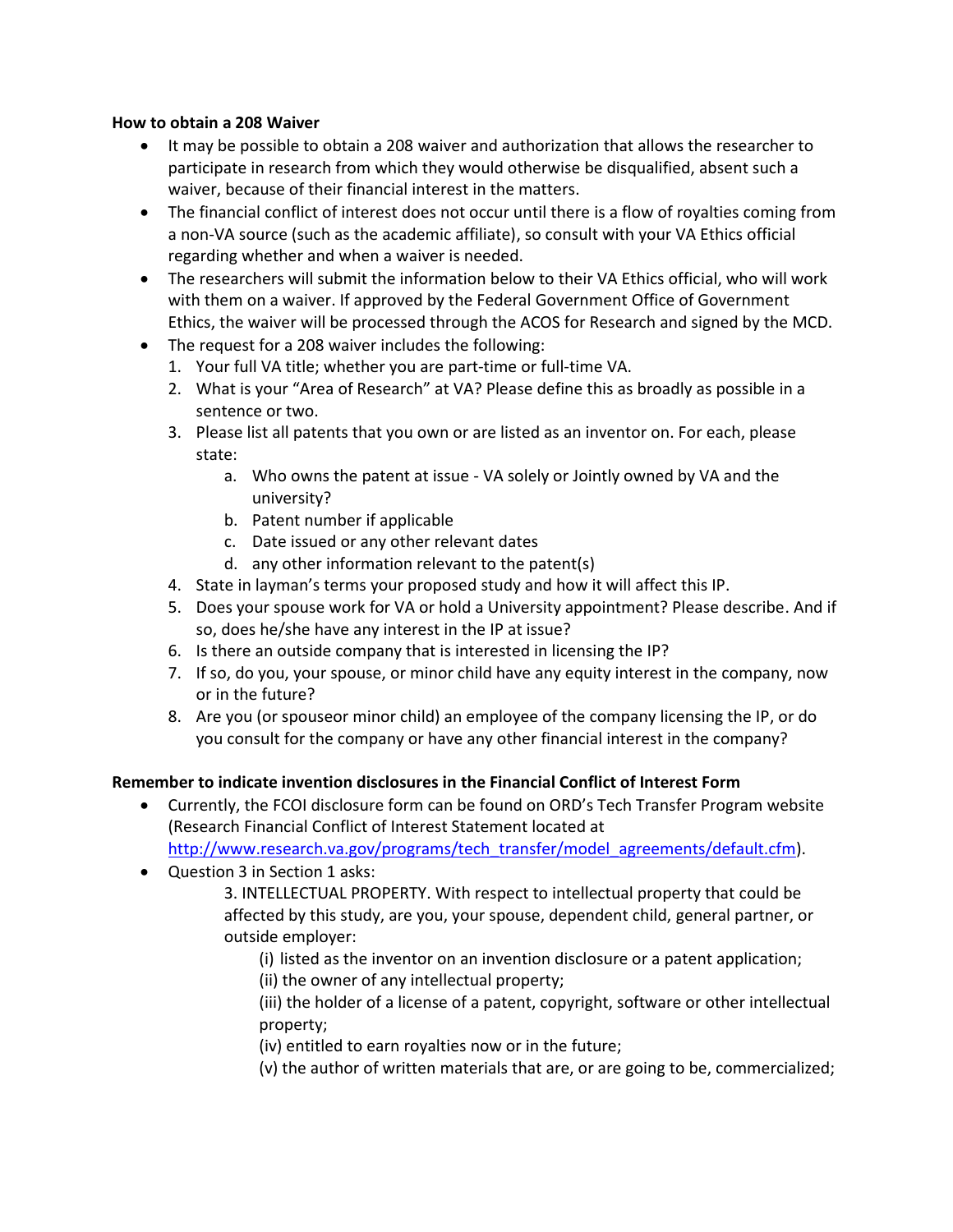**How to obtain a 208 Waiver**

- It may be possible to obtain a 208 waiver and authorization that allows the researcher to participate in research from which they would otherwise be disqualified, absent such a waiver, because of their financial interest in the matters.
- The financial conflict of interest does not occur until there is a flow of royalties coming from a non-VA source (such as the academic affiliate), so consult with your VA Ethics official regarding whether and when a waiver is needed.
- The researchers will submit the information below to their VA Ethics official, who will work with them on a waiver. If approved by the Federal Government Office of Government Ethics, the waiver will be processed through the ACOS for Research and signed by the MCD.
- The request for a 208 waiver includes the following:
  1. Your full VA title; whether you are part-time or full-time VA.
  2. What is your "Area of Research" at VA? Please define this as broadly as possible in a sentence or two.
  3. Please list all patents that you own or are listed as an inventor on. For each, please state:
     a. Who owns the patent at issue - VA solely or Jointly owned by VA and the university?
     b. Patent number if applicable
     c. Date issued or any other relevant dates
     d. any other information relevant to the patent(s)
  4. State in layman's terms your proposed study and how it will affect this IP.
  5. Does your spouse work for VA or hold a University appointment? Please describe. And if so, does he/she have any interest in the IP at issue?
  6. Is there an outside company that is interested in licensing the IP?
  7. If so, do you, your spouse, or minor child have any equity interest in the company, now or in the future?
  8. Are you (or spouseor minor child) an employee of the company licensing the IP, or do you consult for the company or have any other financial interest in the company?

**Remember to indicate invention disclosures in the Financial Conflict of Interest Form**

- Currently, the FCOI disclosure form can be found on ORD's Tech Transfer Program website (Research Financial Conflict of Interest Statement located at http://www.research.va.gov/programs/tech_transfer/model_agreements/default.cfm).
- Question 3 in Section 1 asks:

  3. INTELLECTUAL PROPERTY. With respect to intellectual property that could be affected by this study, are you, your spouse, dependent child, general partner, or outside employer:

  (i) listed as the inventor on an invention disclosure or a patent application;
  (ii) the owner of any intellectual property;
  (iii) the holder of a license of a patent, copyright, software or other intellectual property;
  (iv) entitled to earn royalties now or in the future;
  (v) the author of written materials that are, or are going to be, commercialized;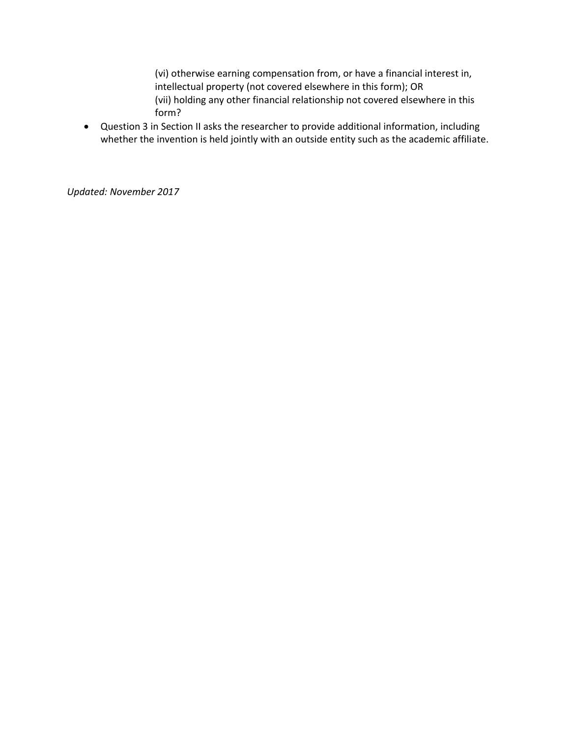(vi) otherwise earning compensation from, or have a financial interest in, intellectual property (not covered elsewhere in this form); OR
(vii) holding any other financial relationship not covered elsewhere in this form?

- Question 3 in Section II asks the researcher to provide additional information, including whether the invention is held jointly with an outside entity such as the academic affiliate.

*Updated: November 2017*